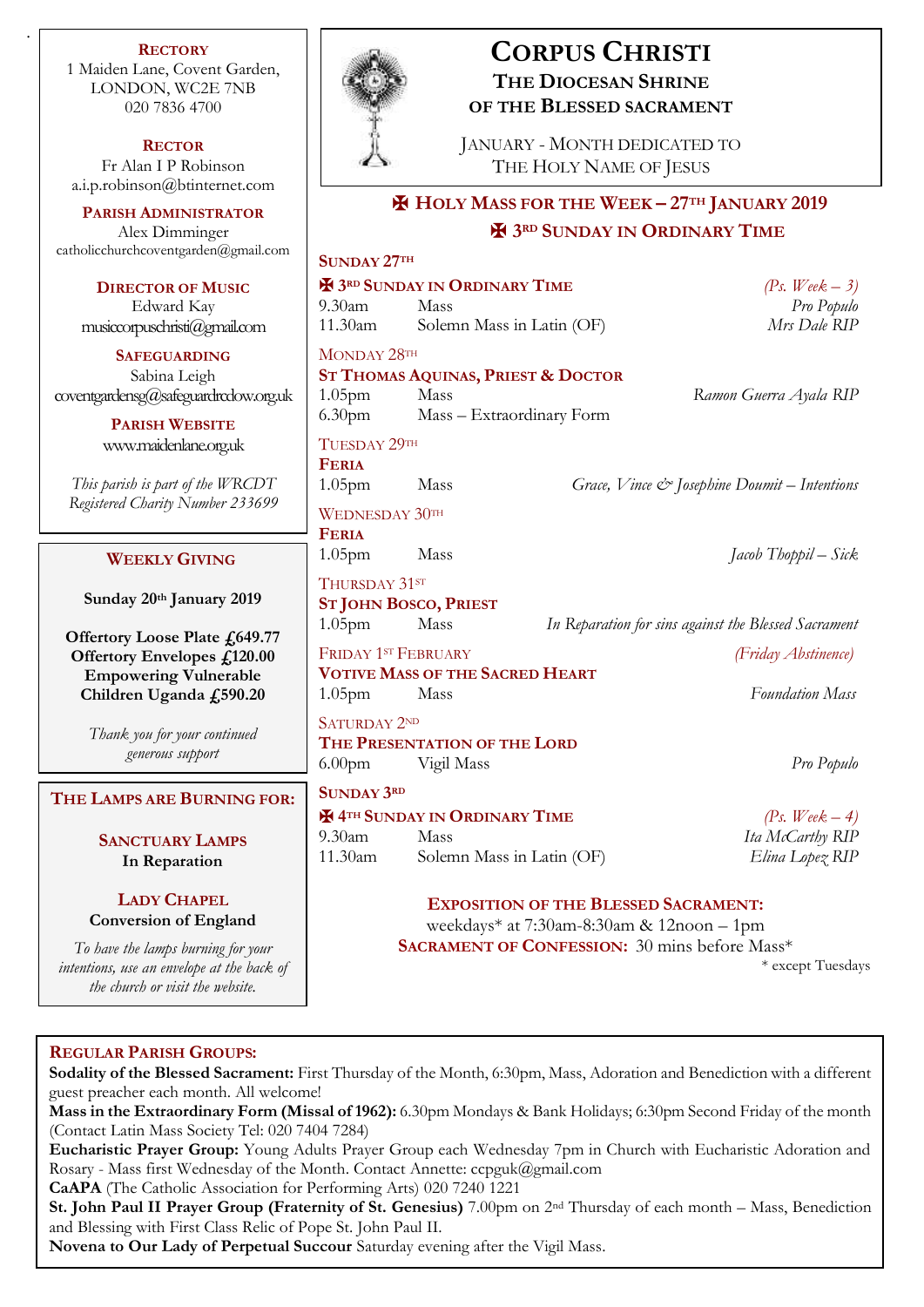**RECTORY**
1 Maiden Lane, Covent Garden,
LONDON, WC2E 7NB
020 7836 4700

**RECTOR**
Fr Alan I P Robinson
a.i.p.robinson@btinternet.com

**PARISH ADMINISTRATOR**
Alex Dimminger
catholicchurchcoventgarden@gmail.com

**DIRECTOR OF MUSIC**
Edward Kay
musiccorpuschristi@gmail.com

**SAFEGUARDING**
Sabina Leigh
coventgardensg@safeguardrcdow.org.uk

**PARISH WEBSITE**
www.maidenlane.org.uk

*This parish is part of the WRCDT Registered Charity Number 233699*

## WEEKLY GIVING

**Sunday 20th January 2019**

**Offertory Loose Plate £649.77**
**Offertory Envelopes £120.00**
**Empowering Vulnerable Children Uganda £590.20**

*Thank you for your continued generous support*

## THE LAMPS ARE BURNING FOR:

**SANCTUARY LAMPS**
**In Reparation**

**LADY CHAPEL**
**Conversion of England**

*To have the lamps burning for your intentions, use an envelope at the back of the church or visit the website.*

# CORPUS CHRISTI

## THE DIOCESAN SHRINE OF THE BLESSED SACRAMENT

JANUARY - MONTH DEDICATED TO THE HOLY NAME OF JESUS

## ✠ HOLY MASS FOR THE WEEK – 27TH JANUARY 2019
## ✠ 3RD SUNDAY IN ORDINARY TIME

**SUNDAY 27TH**
**✠ 3RD SUNDAY IN ORDINARY TIME** *(Ps. Week – 3)*

| | | |
|---|---|---|
| 9.30am | Mass | *Pro Populo* |
| 11.30am | Solemn Mass in Latin (OF) | *Mrs Dale RIP* |

MONDAY 28TH
**ST THOMAS AQUINAS, PRIEST & DOCTOR**

| | | |
|---|---|---|
| 1.05pm | Mass | *Ramon Guerra Ayala RIP* |
| 6.30pm | Mass – Extraordinary Form | |

TUESDAY 29TH
**FERIA**

| | | |
|---|---|---|
| 1.05pm | Mass | *Grace, Vince & Josephine Doumit – Intentions* |

WEDNESDAY 30TH
**FERIA**

| | | |
|---|---|---|
| 1.05pm | Mass | *Jacob Thoppil – Sick* |

THURSDAY 31ST
**ST JOHN BOSCO, PRIEST**

| | | |
|---|---|---|
| 1.05pm | Mass | *In Reparation for sins against the Blessed Sacrament* |

FRIDAY 1ST FEBRUARY *(Friday Abstinence)*
**VOTIVE MASS OF THE SACRED HEART**

| | | |
|---|---|---|
| 1.05pm | Mass | *Foundation Mass* |

SATURDAY 2ND
**THE PRESENTATION OF THE LORD**

| | | |
|---|---|---|
| 6.00pm | Vigil Mass | *Pro Populo* |

**SUNDAY 3RD**
**✠ 4TH SUNDAY IN ORDINARY TIME** *(Ps. Week – 4)*

| | | |
|---|---|---|
| 9.30am | Mass | *Ita McCarthy RIP* |
| 11.30am | Solemn Mass in Latin (OF) | *Elina Lopez RIP* |

**EXPOSITION OF THE BLESSED SACRAMENT:**
weekdays* at 7:30am-8:30am & 12noon – 1pm
**SACRAMENT OF CONFESSION:** 30 mins before Mass*
\* except Tuesdays

## REGULAR PARISH GROUPS:

**Sodality of the Blessed Sacrament:** First Thursday of the Month, 6:30pm, Mass, Adoration and Benediction with a different guest preacher each month. All welcome!
**Mass in the Extraordinary Form (Missal of 1962):** 6.30pm Mondays & Bank Holidays; 6:30pm Second Friday of the month (Contact Latin Mass Society Tel: 020 7404 7284)
**Eucharistic Prayer Group:** Young Adults Prayer Group each Wednesday 7pm in Church with Eucharistic Adoration and Rosary - Mass first Wednesday of the Month. Contact Annette: ccpguk@gmail.com
**CaAPA** (The Catholic Association for Performing Arts) 020 7240 1221
**St. John Paul II Prayer Group (Fraternity of St. Genesius)** 7.00pm on 2nd Thursday of each month – Mass, Benediction and Blessing with First Class Relic of Pope St. John Paul II.
**Novena to Our Lady of Perpetual Succour** Saturday evening after the Vigil Mass.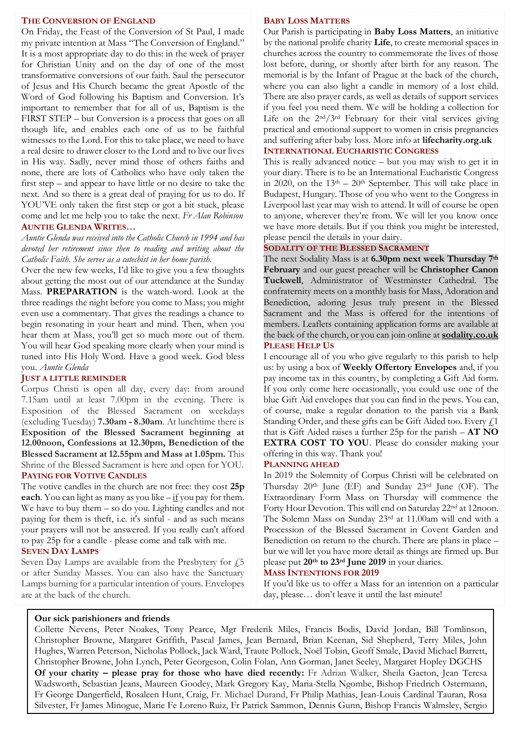## The Conversion of England

On Friday, the Feast of the Conversion of St Paul, I made my private intention at Mass "The Conversion of England." It is a most appropriate day to do this: in the week of prayer for Christian Unity and on the day of one of the most transformative conversions of our faith. Saul the persecutor of Jesus and His Church became the great Apostle of the Word of God following his Baptism and Conversion. It's important to remember that for all of us, Baptism is the FIRST STEP – but Conversion is a process that goes on all though life, and enables each one of us to be faithful witnesses to the Lord. For this to take place, we need to have a real desire to drawer closer to the Lord and to live our lives in His way. Sadly, never mind those of others faiths and none, there are lots of Catholics who have only taken the first step – and appear to have little or no desire to take the next. And so there is a great deal of praying for us to do. If YOU'VE only taken the first step or got a bit stuck, please come and let me help you to take the next. *Fr Alan Robinson*

## Auntie Glenda Writes…

*Auntie Glenda was received into the Catholic Church in 1994 and has devoted her retirement since then to reading and writing about the Catholic Faith. She serves as a catechist in her home parish.*

Over the new few weeks, I'd like to give you a few thoughts about getting the most out of our attendance at the Sunday Mass. **PREPARATION** is the watch-word. Look at the three readings the night before you come to Mass; you might even use a commentary. That gives the readings a chance to begin resonating in your heart and mind. Then, when you hear them at Mass, you'll get so much more out of them. You will hear God speaking more clearly when your mind is tuned into His Holy Word. Have a good week. God bless you. *Auntie Glenda*

## Just a little reminder

Corpus Christi is open all day, every day: from around 7.15am until at least 7.00pm in the evening. There is Exposition of the Blessed Sacrament on weekdays (excluding Tuesday) **7.30am - 8.30am**. At lunchtime there is **Exposition of the Blessed Sacrament beginning at 12.00noon, Confessions at 12.30pm, Benediction of the Blessed Sacrament at 12.55pm and Mass at 1.05pm.** This Shrine of the Blessed Sacrament is here and open for YOU.

## Paying for Votive Candles

The votive candles in the church are not free: they cost **25p each**. You can light as many as you like – if you pay for them. We have to buy them – so do you. Lighting candles and not paying for them is theft, i.e. it's sinful - and as such means your prayers will not be answered. If you really can't afford to pay 25p for a candle - please come and talk with me.

## Seven Day Lamps

Seven Day Lamps are available from the Presbytery for £5 or after Sunday Masses. You can also have the Sanctuary Lamps burning for a particular intention of yours. Envelopes are at the back of the church.

## Baby Loss Matters

Our Parish is participating in **Baby Loss Matters**, an initiative by the national prolife charity **Life**, to create memorial spaces in churches across the country to commemorate the lives of those lost before, during, or shortly after birth for any reason. The memorial is by the Infant of Prague at the back of the church, where you can also light a candle in memory of a lost child. There are also prayer cards, as well as details of support services if you feel you need them. We will be holding a collection for Life on the 2nd/3rd February for their vital services giving practical and emotional support to women in crisis pregnancies and suffering after baby loss. More info at **lifecharity.org.uk**

## International Eucharistic Congress

This is really advanced notice – but you may wish to get it in your diary. There is to be an International Eucharistic Congress in 2020, on the 13th – 20th September. This will take place in Budapest, Hungary. Those of you who went to the Congress in Liverpool last year may wish to attend. It will of course be open to anyone, wherever they're from. We will let you know once we have more details. But if you think you might be interested, please pencil the details in your dairy.

## Sodality of the Blessed Sacrament

The next Sodality Mass is at **6.30pm next week Thursday 7th February** and our guest preacher will be **Christopher Canon Tuckwell**, Administrator of Westminster Cathedral. The confraternity meets on a monthly basis for Mass, Adoration and Benediction, adoring Jesus truly present in the Blessed Sacrament and the Mass is offered for the intentions of members. Leaflets containing application forms are available at the back of the church, or you can join online at **sodality.co.uk**

## Please Help Us

I encourage all of you who give regularly to this parish to help us: by using a box of **Weekly Offertory Envelopes** and, if you pay income tax in this country, by completing a Gift Aid form. If you only come here occasionally, you could use one of the blue Gift Aid envelopes that you can find in the pews. You can, of course, make a regular donation to the parish via a Bank Standing Order, and these gifts can be Gift Aided too. Every £1 that is Gift Aided raises a further 25p for the parish – **AT NO EXTRA COST TO YOU**. Please do consider making your offering in this way. Thank you!

## Planning ahead

In 2019 the Solemnity of Corpus Christi will be celebrated on Thursday 20th June (EF) and Sunday 23rd June (OF). The Extraordinary Form Mass on Thursday will commence the Forty Hour Devotion. This will end on Saturday 22nd at 12noon. The Solemn Mass on Sunday 23rd at 11.00am will end with a Procession of the Blessed Sacrament in Covent Garden and Benediction on return to the church. There are plans in place – but we will let you have more detail as things are firmed up. But please put **20th to 23rd June 2019** in your diaries.

## Mass Intentions for 2019

If you'd like us to offer a Mass for an intention on a particular day, please… don't leave it until the last minute!

**Our sick parishioners and friends**

Collette Nevens, Peter Noakes, Tony Pearce, Mgr Frederik Miles, Francis Bodis, David Jordan, Bill Tomlinson, Christopher Browne, Margaret Griffith, Pascal James, Jean Bernard, Brian Keenan, Sid Shepherd, Terry Miles, John Hughes, Warren Peterson, Nicholas Pollock, Jack Ward, Traute Pollock, Noël Tobin, Geoff Smale, David Michael Barrett, Christopher Browne, John Lynch, Peter Georgeson, Colin Folan, Ann Gorman, Janet Seeley, Margaret Hopley DGCHS

**Of your charity – please pray for those who have died recently:** Fr Adrian Walker, Sheila Gaeton, Jean Teresa Wadsworth, Sebastian Jeans, Maureen Goodey, Mark Gregory Kay, Maria-Stella Ngombe, Bishop Friedrich Ostermann, Fr George Dangerfield, Rosaleen Hunt, Craig, Fr. Michael Durand, Fr Philip Mathias, Jean-Louis Cardinal Tauran, Rosa Silvester, Fr James Minogue, Marie Fe Loreno Ruiz, Fr Patrick Sammon, Dennis Gunn, Bishop Francis Walmsley, Sergio